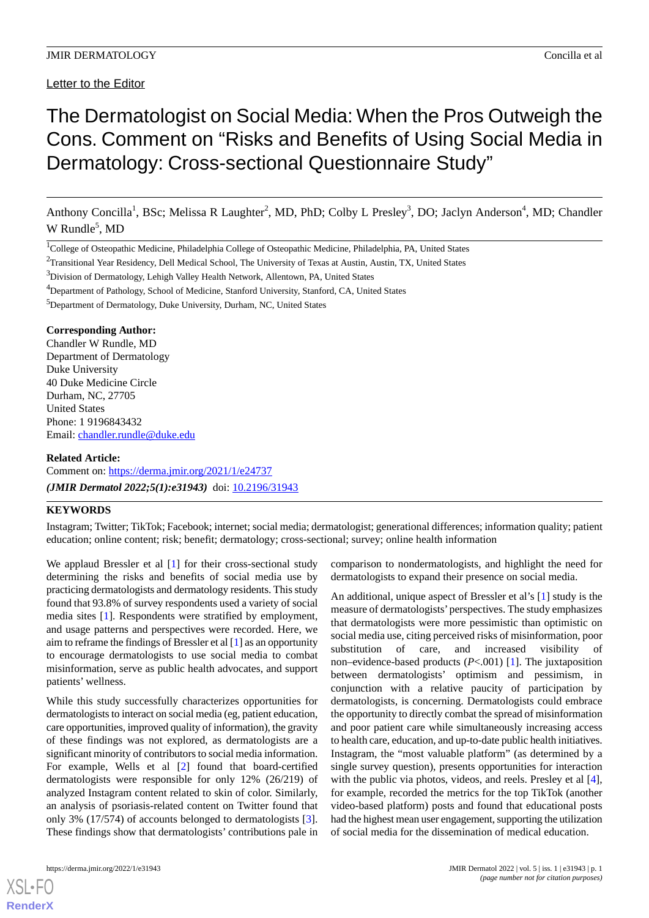Letter to the Editor

# The Dermatologist on Social Media: When the Pros Outweigh the Cons. Comment on "Risks and Benefits of Using Social Media in Dermatology: Cross-sectional Questionnaire Study"

Anthony Concilla[1], BSc; Melissa R Laughter[2], MD, PhD; Colby L Presley[3], DO; Jaclyn Anderson[4], MD; Chandler W Rundle[5], MD

[1]College of Osteopathic Medicine, Philadelphia College of Osteopathic Medicine, Philadelphia, PA, United States

[2]Transitional Year Residency, Dell Medical School, The University of Texas at Austin, Austin, TX, United States

[3]Division of Dermatology, Lehigh Valley Health Network, Allentown, PA, United States

[4]Department of Pathology, School of Medicine, Stanford University, Stanford, CA, United States

[5]Department of Dermatology, Duke University, Durham, NC, United States

**Corresponding Author:**
Chandler W Rundle, MD
Department of Dermatology
Duke University
40 Duke Medicine Circle
Durham, NC, 27705
United States
Phone: 1 9196843432
Email: chandler.rundle@duke.edu

**Related Article:**
Comment on: https://derma.jmir.org/2021/1/e24737
***(JMIR Dermatol 2022;5(1):e31943)*** doi: 10.2196/31943

**KEYWORDS**

Instagram; Twitter; TikTok; Facebook; internet; social media; dermatologist; generational differences; information quality; patient education; online content; risk; benefit; dermatology; cross-sectional; survey; online health information

We applaud Bressler et al [1] for their cross-sectional study determining the risks and benefits of social media use by practicing dermatologists and dermatology residents. This study found that 93.8% of survey respondents used a variety of social media sites [1]. Respondents were stratified by employment, and usage patterns and perspectives were recorded. Here, we aim to reframe the findings of Bressler et al [1] as an opportunity to encourage dermatologists to use social media to combat misinformation, serve as public health advocates, and support patients' wellness.

While this study successfully characterizes opportunities for dermatologists to interact on social media (eg, patient education, care opportunities, improved quality of information), the gravity of these findings was not explored, as dermatologists are a significant minority of contributors to social media information. For example, Wells et al [2] found that board-certified dermatologists were responsible for only 12% (26/219) of analyzed Instagram content related to skin of color. Similarly, an analysis of psoriasis-related content on Twitter found that only 3% (17/574) of accounts belonged to dermatologists [3]. These findings show that dermatologists' contributions pale in comparison to nondermatologists, and highlight the need for dermatologists to expand their presence on social media.

An additional, unique aspect of Bressler et al's [1] study is the measure of dermatologists' perspectives. The study emphasizes that dermatologists were more pessimistic than optimistic on social media use, citing perceived risks of misinformation, poor substitution of care, and increased visibility of non–evidence-based products (*P*<.001) [1]. The juxtaposition between dermatologists' optimism and pessimism, in conjunction with a relative paucity of participation by dermatologists, is concerning. Dermatologists could embrace the opportunity to directly combat the spread of misinformation and poor patient care while simultaneously increasing access to health care, education, and up-to-date public health initiatives. Instagram, the "most valuable platform" (as determined by a single survey question), presents opportunities for interaction with the public via photos, videos, and reels. Presley et al [4], for example, recorded the metrics for the top TikTok (another video-based platform) posts and found that educational posts had the highest mean user engagement, supporting the utilization of social media for the dissemination of medical education.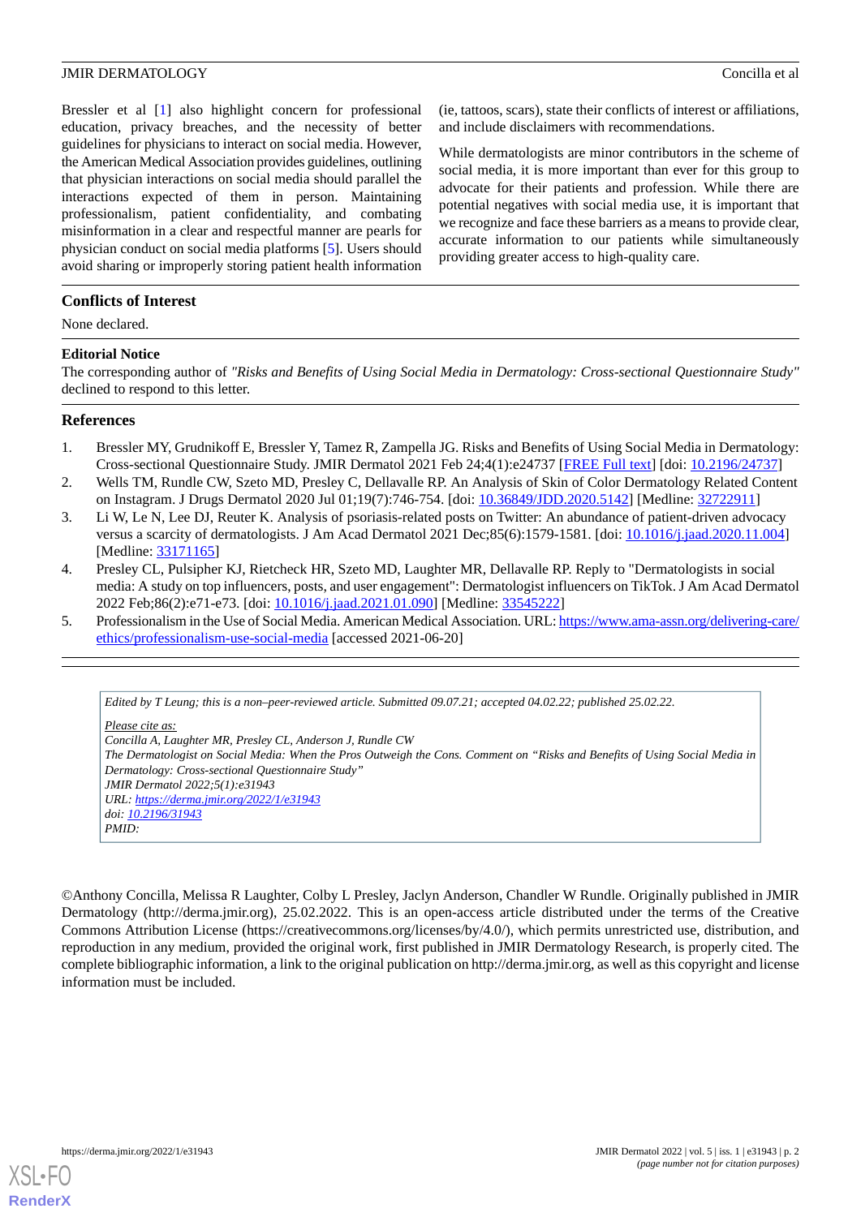Bressler et al [1] also highlight concern for professional education, privacy breaches, and the necessity of better guidelines for physicians to interact on social media. However, the American Medical Association provides guidelines, outlining that physician interactions on social media should parallel the interactions expected of them in person. Maintaining professionalism, patient confidentiality, and combating misinformation in a clear and respectful manner are pearls for physician conduct on social media platforms [5]. Users should avoid sharing or improperly storing patient health information (ie, tattoos, scars), state their conflicts of interest or affiliations, and include disclaimers with recommendations.

While dermatologists are minor contributors in the scheme of social media, it is more important than ever for this group to advocate for their patients and profession. While there are potential negatives with social media use, it is important that we recognize and face these barriers as a means to provide clear, accurate information to our patients while simultaneously providing greater access to high-quality care.

## Conflicts of Interest

None declared.

## Editorial Notice

The corresponding author of *"Risks and Benefits of Using Social Media in Dermatology: Cross-sectional Questionnaire Study"* declined to respond to this letter.

## References

1. Bressler MY, Grudnikoff E, Bressler Y, Tamez R, Zampella JG. Risks and Benefits of Using Social Media in Dermatology: Cross-sectional Questionnaire Study. JMIR Dermatol 2021 Feb 24;4(1):e24737 [FREE Full text] [doi: 10.2196/24737]
2. Wells TM, Rundle CW, Szeto MD, Presley C, Dellavalle RP. An Analysis of Skin of Color Dermatology Related Content on Instagram. J Drugs Dermatol 2020 Jul 01;19(7):746-754. [doi: 10.36849/JDD.2020.5142] [Medline: 32722911]
3. Li W, Le N, Lee DJ, Reuter K. Analysis of psoriasis-related posts on Twitter: An abundance of patient-driven advocacy versus a scarcity of dermatologists. J Am Acad Dermatol 2021 Dec;85(6):1579-1581. [doi: 10.1016/j.jaad.2020.11.004] [Medline: 33171165]
4. Presley CL, Pulsipher KJ, Rietcheck HR, Szeto MD, Laughter MR, Dellavalle RP. Reply to "Dermatologists in social media: A study on top influencers, posts, and user engagement": Dermatologist influencers on TikTok. J Am Acad Dermatol 2022 Feb;86(2):e71-e73. [doi: 10.1016/j.jaad.2021.01.090] [Medline: 33545222]
5. Professionalism in the Use of Social Media. American Medical Association. URL: https://www.ama-assn.org/delivering-care/ethics/professionalism-use-social-media [accessed 2021-06-20]

*Edited by T Leung; this is a non–peer-reviewed article. Submitted 09.07.21; accepted 04.02.22; published 25.02.22.*

*Please cite as:*
*Concilla A, Laughter MR, Presley CL, Anderson J, Rundle CW*
*The Dermatologist on Social Media: When the Pros Outweigh the Cons. Comment on "Risks and Benefits of Using Social Media in Dermatology: Cross-sectional Questionnaire Study"*
*JMIR Dermatol 2022;5(1):e31943*
*URL: https://derma.jmir.org/2022/1/e31943*
*doi: 10.2196/31943*
*PMID:*

©Anthony Concilla, Melissa R Laughter, Colby L Presley, Jaclyn Anderson, Chandler W Rundle. Originally published in JMIR Dermatology (http://derma.jmir.org), 25.02.2022. This is an open-access article distributed under the terms of the Creative Commons Attribution License (https://creativecommons.org/licenses/by/4.0/), which permits unrestricted use, distribution, and reproduction in any medium, provided the original work, first published in JMIR Dermatology Research, is properly cited. The complete bibliographic information, a link to the original publication on http://derma.jmir.org, as well as this copyright and license information must be included.